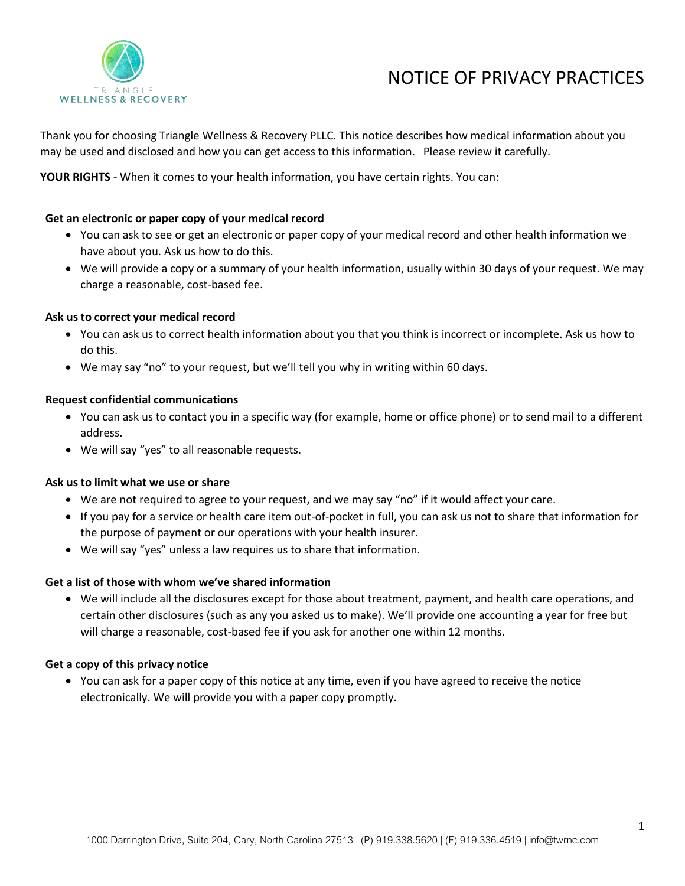TRIANGLE
WELLNESS & RECOVERY

# NOTICE OF PRIVACY PRACTICES

Thank you for choosing Triangle Wellness & Recovery PLLC. This notice describes how medical information about you may be used and disclosed and how you can get access to this information. Please review it carefully.

**YOUR RIGHTS** - When it comes to your health information, you have certain rights. You can:

**Get an electronic or paper copy of your medical record**

- You can ask to see or get an electronic or paper copy of your medical record and other health information we have about you. Ask us how to do this.
- We will provide a copy or a summary of your health information, usually within 30 days of your request. We may charge a reasonable, cost-based fee.

**Ask us to correct your medical record**

- You can ask us to correct health information about you that you think is incorrect or incomplete. Ask us how to do this.
- We may say "no" to your request, but we'll tell you why in writing within 60 days.

**Request confidential communications**

- You can ask us to contact you in a specific way (for example, home or office phone) or to send mail to a different address.
- We will say "yes" to all reasonable requests.

**Ask us to limit what we use or share**

- We are not required to agree to your request, and we may say "no" if it would affect your care.
- If you pay for a service or health care item out-of-pocket in full, you can ask us not to share that information for the purpose of payment or our operations with your health insurer.
- We will say "yes" unless a law requires us to share that information.

**Get a list of those with whom we've shared information**

- We will include all the disclosures except for those about treatment, payment, and health care operations, and certain other disclosures (such as any you asked us to make). We'll provide one accounting a year for free but will charge a reasonable, cost-based fee if you ask for another one within 12 months.

**Get a copy of this privacy notice**

- You can ask for a paper copy of this notice at any time, even if you have agreed to receive the notice electronically. We will provide you with a paper copy promptly.

1000 Darrington Drive, Suite 204, Cary, North Carolina 27513 | (P) 919.338.5620 | (F) 919.336.4519 | info@twrnc.com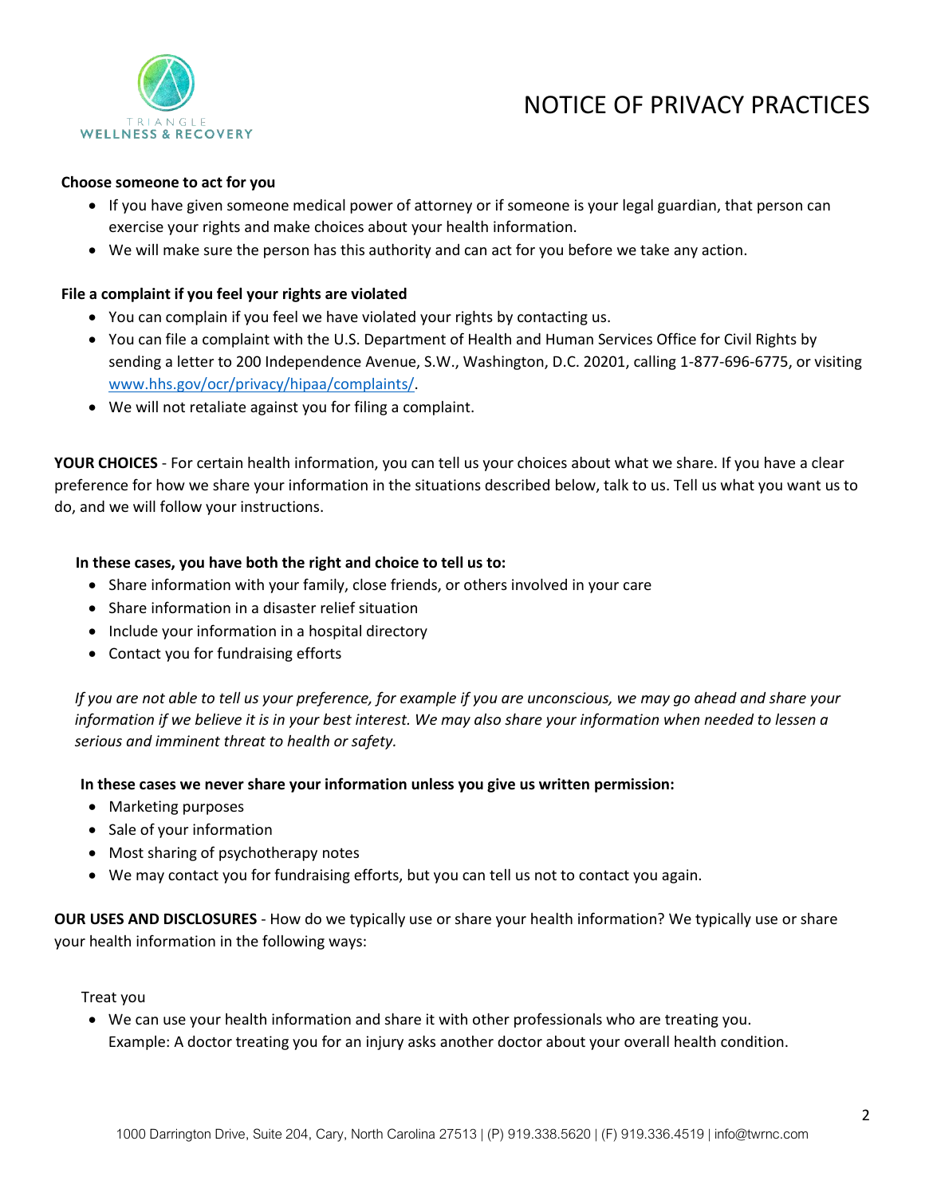**Choose someone to act for you**

- If you have given someone medical power of attorney or if someone is your legal guardian, that person can exercise your rights and make choices about your health information.
- We will make sure the person has this authority and can act for you before we take any action.

**File a complaint if you feel your rights are violated**

- You can complain if you feel we have violated your rights by contacting us.
- You can file a complaint with the U.S. Department of Health and Human Services Office for Civil Rights by sending a letter to 200 Independence Avenue, S.W., Washington, D.C. 20201, calling 1-877-696-6775, or visiting www.hhs.gov/ocr/privacy/hipaa/complaints/.
- We will not retaliate against you for filing a complaint.

**YOUR CHOICES** - For certain health information, you can tell us your choices about what we share. If you have a clear preference for how we share your information in the situations described below, talk to us. Tell us what you want us to do, and we will follow your instructions.

**In these cases, you have both the right and choice to tell us to:**

- Share information with your family, close friends, or others involved in your care
- Share information in a disaster relief situation
- Include your information in a hospital directory
- Contact you for fundraising efforts

*If you are not able to tell us your preference, for example if you are unconscious, we may go ahead and share your information if we believe it is in your best interest. We may also share your information when needed to lessen a serious and imminent threat to health or safety.*

**In these cases we never share your information unless you give us written permission:**

- Marketing purposes
- Sale of your information
- Most sharing of psychotherapy notes
- We may contact you for fundraising efforts, but you can tell us not to contact you again.

**OUR USES AND DISCLOSURES** - How do we typically use or share your health information? We typically use or share your health information in the following ways:

Treat you

- We can use your health information and share it with other professionals who are treating you. Example: A doctor treating you for an injury asks another doctor about your overall health condition.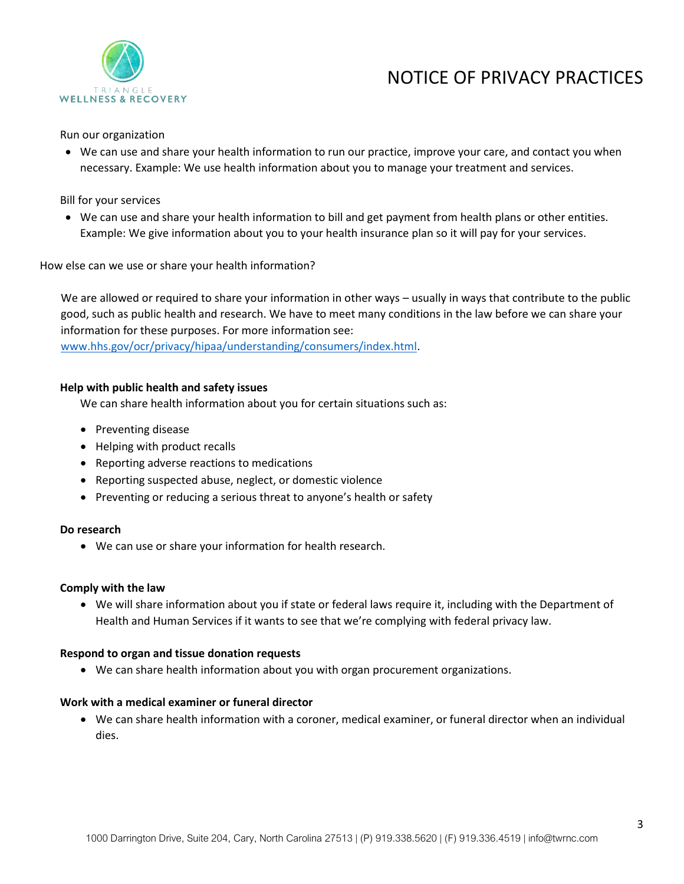Run our organization

- We can use and share your health information to run our practice, improve your care, and contact you when necessary. Example: We use health information about you to manage your treatment and services.

Bill for your services

- We can use and share your health information to bill and get payment from health plans or other entities. Example: We give information about you to your health insurance plan so it will pay for your services.

How else can we use or share your health information?

We are allowed or required to share your information in other ways – usually in ways that contribute to the public good, such as public health and research. We have to meet many conditions in the law before we can share your information for these purposes. For more information see: www.hhs.gov/ocr/privacy/hipaa/understanding/consumers/index.html.

**Help with public health and safety issues**

We can share health information about you for certain situations such as:

- Preventing disease
- Helping with product recalls
- Reporting adverse reactions to medications
- Reporting suspected abuse, neglect, or domestic violence
- Preventing or reducing a serious threat to anyone's health or safety

**Do research**

- We can use or share your information for health research.

**Comply with the law**

- We will share information about you if state or federal laws require it, including with the Department of Health and Human Services if it wants to see that we're complying with federal privacy law.

**Respond to organ and tissue donation requests**

- We can share health information about you with organ procurement organizations.

**Work with a medical examiner or funeral director**

- We can share health information with a coroner, medical examiner, or funeral director when an individual dies.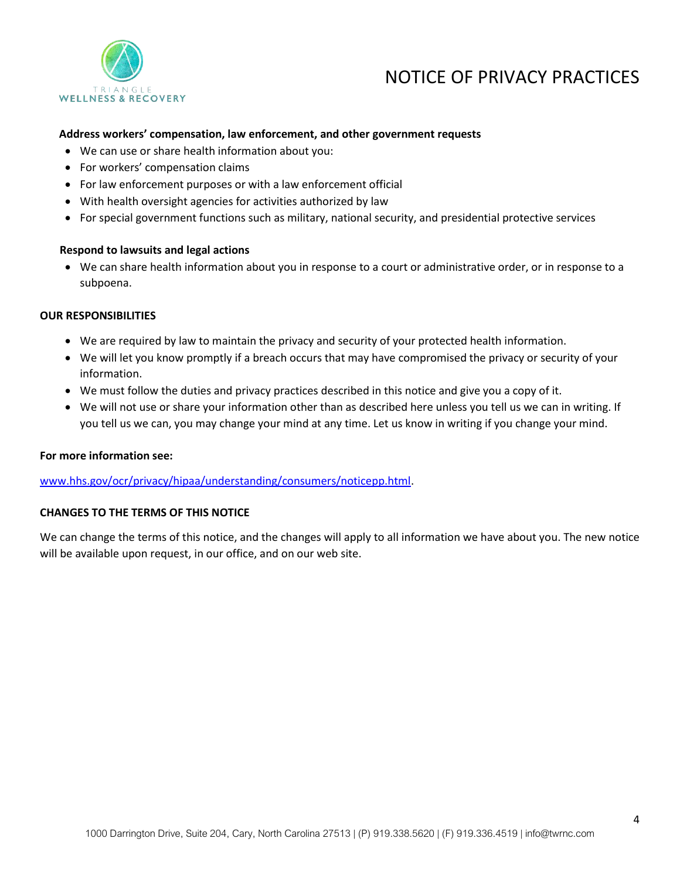**Address workers' compensation, law enforcement, and other government requests**

- We can use or share health information about you:
- For workers' compensation claims
- For law enforcement purposes or with a law enforcement official
- With health oversight agencies for activities authorized by law
- For special government functions such as military, national security, and presidential protective services

**Respond to lawsuits and legal actions**

- We can share health information about you in response to a court or administrative order, or in response to a subpoena.

**OUR RESPONSIBILITIES**

- We are required by law to maintain the privacy and security of your protected health information.
- We will let you know promptly if a breach occurs that may have compromised the privacy or security of your information.
- We must follow the duties and privacy practices described in this notice and give you a copy of it.
- We will not use or share your information other than as described here unless you tell us we can in writing. If you tell us we can, you may change your mind at any time. Let us know in writing if you change your mind.

**For more information see:**

[www.hhs.gov/ocr/privacy/hipaa/understanding/consumers/noticepp.html](www.hhs.gov/ocr/privacy/hipaa/understanding/consumers/noticepp.html).

**CHANGES TO THE TERMS OF THIS NOTICE**

We can change the terms of this notice, and the changes will apply to all information we have about you. The new notice will be available upon request, in our office, and on our web site.